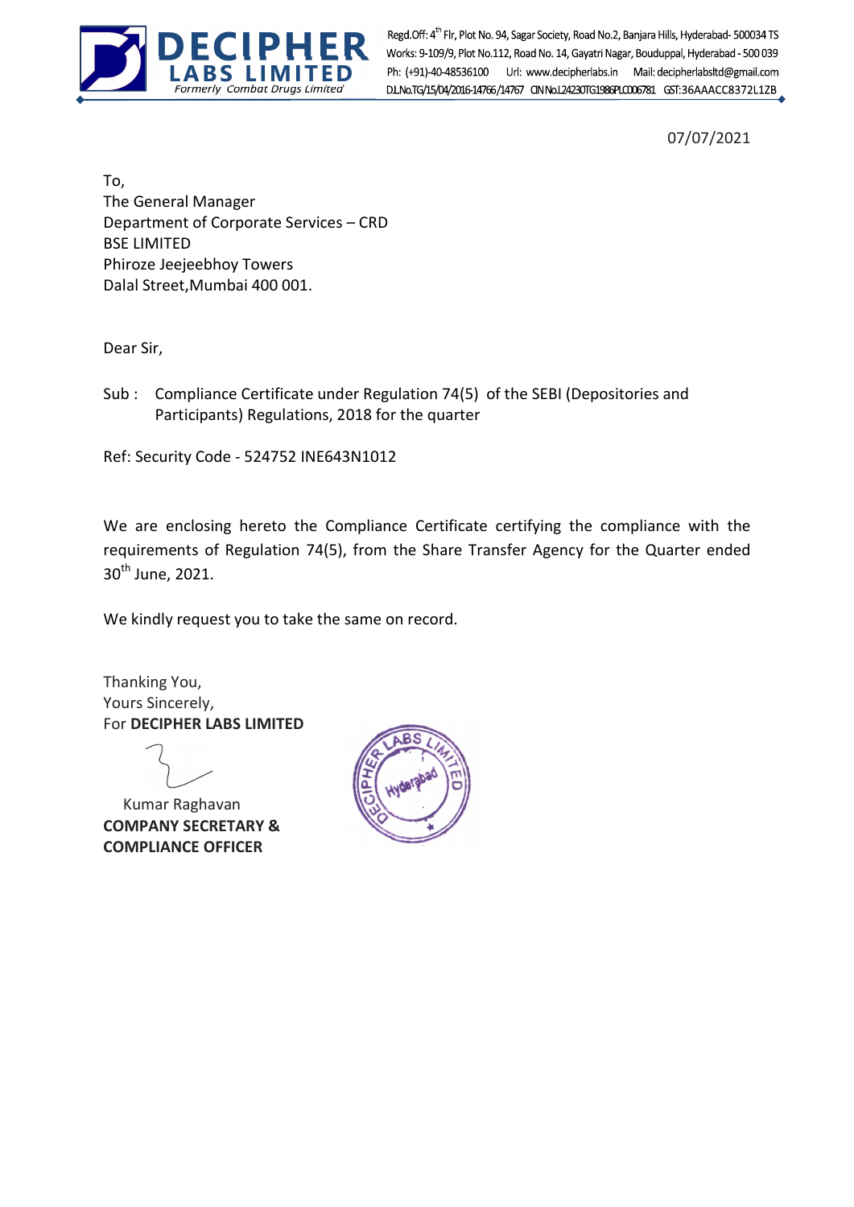**DECIPHER LABS LIMITED**
*Formerly Combat Drugs Limited*

Regd.Off: 4th Flr, Plot No. 94, Sagar Society, Road No.2, Banjara Hills, Hyderabad- 500034 TS
Works: 9-109/9, Plot No.112, Road No. 14, Gayatri Nagar, Bouduppal, Hyderabad - 500 039
Ph: (+91)-40-48536100 Url: www.decipherlabs.in Mail: decipherlabsltd@gmail.com
D.L.No.TG/15/04/2016-14766/14767 CIN No.L24230TG1986PLC006781 GST:36AAACC8372L1ZB

07/07/2021

To,
The General Manager
Department of Corporate Services – CRD
BSE LIMITED
Phiroze Jeejeebhoy Towers
Dalal Street,Mumbai 400 001.

Dear Sir,

Sub : Compliance Certificate under Regulation 74(5) of the SEBI (Depositories and Participants) Regulations, 2018 for the quarter

Ref: Security Code - 524752 INE643N1012

We are enclosing hereto the Compliance Certificate certifying the compliance with the requirements of Regulation 74(5), from the Share Transfer Agency for the Quarter ended 30th June, 2021.

We kindly request you to take the same on record.

Thanking You,
Yours Sincerely,
For **DECIPHER LABS LIMITED**

Kumar Raghavan
**COMPANY SECRETARY &**
**COMPLIANCE OFFICER**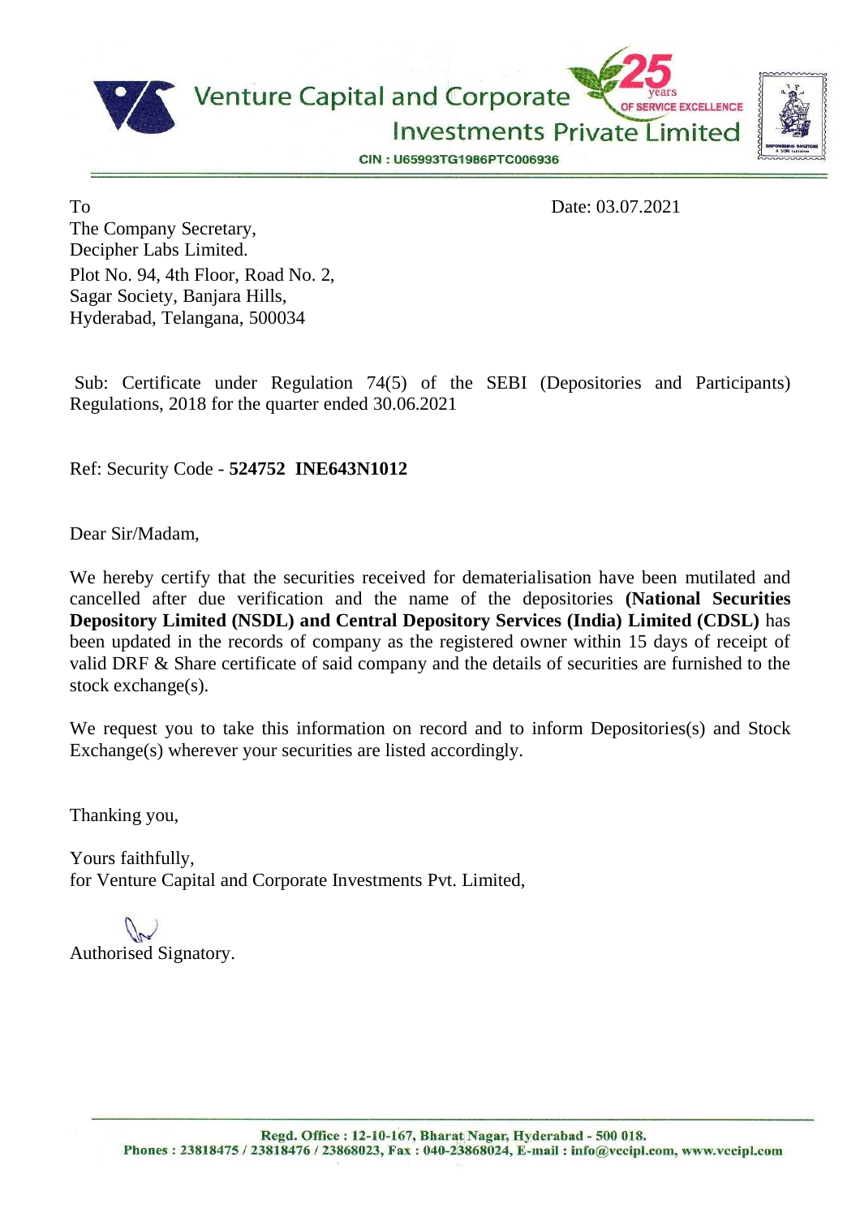**Venture Capital and Corporate Investments Private Limited**

25 years OF SERVICE EXCELLENCE

CIN : U65993TG1986PTC006936

To
The Company Secretary,
Decipher Labs Limited.
Plot No. 94, 4th Floor, Road No. 2,
Sagar Society, Banjara Hills,
Hyderabad, Telangana, 500034

Date: 03.07.2021

Sub: Certificate under Regulation 74(5) of the SEBI (Depositories and Participants) Regulations, 2018 for the quarter ended 30.06.2021

Ref: Security Code - **524752 INE643N1012**

Dear Sir/Madam,

We hereby certify that the securities received for dematerialisation have been mutilated and cancelled after due verification and the name of the depositories **(National Securities Depository Limited (NSDL) and Central Depository Services (India) Limited (CDSL)** has been updated in the records of company as the registered owner within 15 days of receipt of valid DRF & Share certificate of said company and the details of securities are furnished to the stock exchange(s).

We request you to take this information on record and to inform Depositories(s) and Stock Exchange(s) wherever your securities are listed accordingly.

Thanking you,

Yours faithfully,
for Venture Capital and Corporate Investments Pvt. Limited,

Authorised Signatory.

Regd. Office : 12-10-167, Bharat Nagar, Hyderabad - 500 018.
Phones : 23818475 / 23818476 / 23868023, Fax : 040-23868024, E-mail : info@vccipl.com, www.vccipl.com